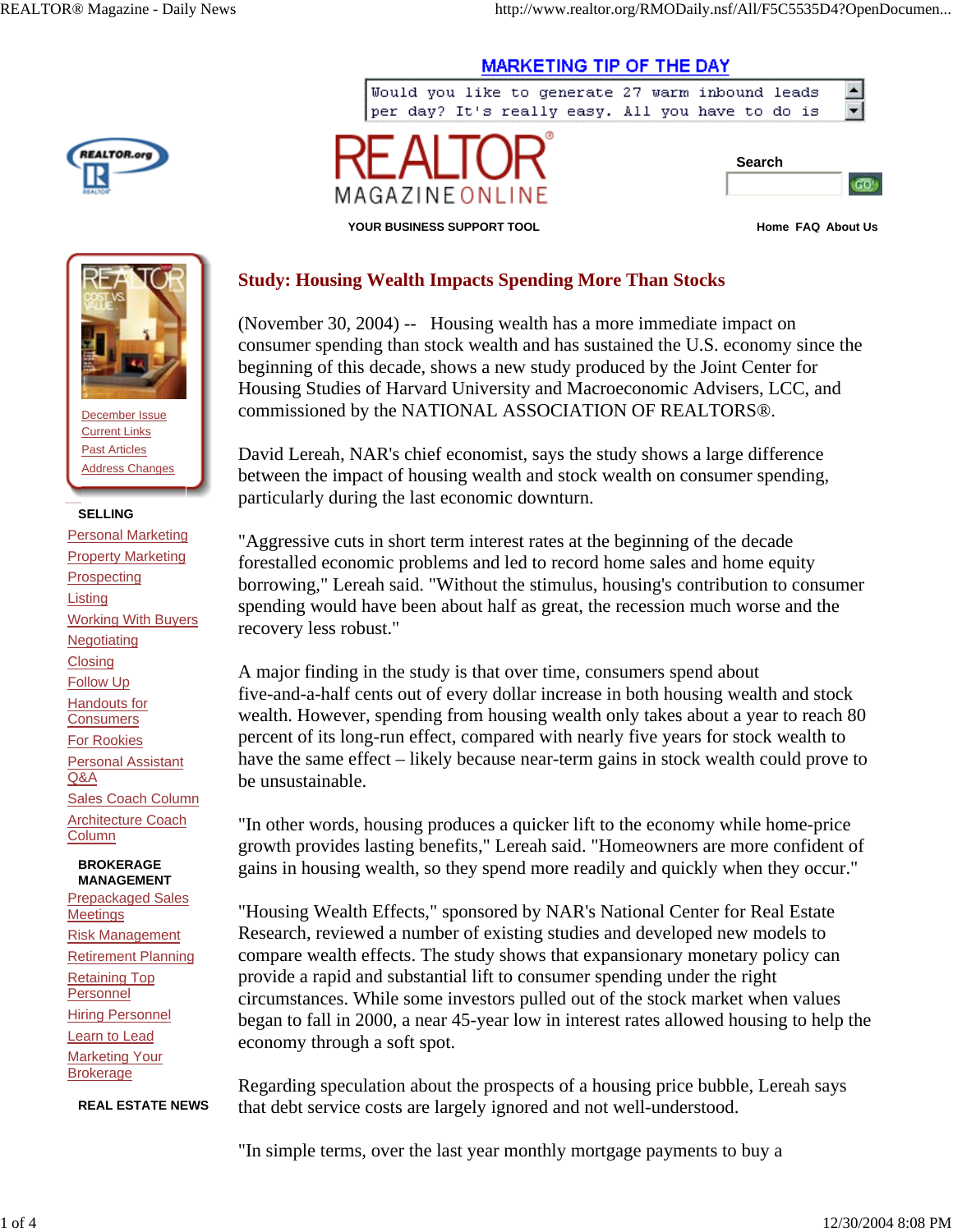MARKETING TIP OF THE DAY

Would you like to generate 27 warm inbound leads per day? It's really easy. All you have to do is

REALTOR® MAGAZINE ONLINE

YOUR BUSINESS SUPPORT TOOL

Search

Home FAQ About Us

December Issue
Current Links
Past Articles
Address Changes

**SELLING**

- Personal Marketing
- Property Marketing
- Prospecting
- Listing
- Working With Buyers
- Negotiating
- Closing
- Follow Up
- Handouts for Consumers
- For Rookies
- Personal Assistant Q&A
- Sales Coach Column
- Architecture Coach Column

**BROKERAGE MANAGEMENT**

- Prepackaged Sales Meetings
- Risk Management
- Retirement Planning
- Retaining Top Personnel
- Hiring Personnel
- Learn to Lead
- Marketing Your Brokerage

**REAL ESTATE NEWS**

## Study: Housing Wealth Impacts Spending More Than Stocks

(November 30, 2004) -- Housing wealth has a more immediate impact on consumer spending than stock wealth and has sustained the U.S. economy since the beginning of this decade, shows a new study produced by the Joint Center for Housing Studies of Harvard University and Macroeconomic Advisers, LCC, and commissioned by the NATIONAL ASSOCIATION OF REALTORS®.

David Lereah, NAR's chief economist, says the study shows a large difference between the impact of housing wealth and stock wealth on consumer spending, particularly during the last economic downturn.

"Aggressive cuts in short term interest rates at the beginning of the decade forestalled economic problems and led to record home sales and home equity borrowing," Lereah said. "Without the stimulus, housing's contribution to consumer spending would have been about half as great, the recession much worse and the recovery less robust."

A major finding in the study is that over time, consumers spend about five-and-a-half cents out of every dollar increase in both housing wealth and stock wealth. However, spending from housing wealth only takes about a year to reach 80 percent of its long-run effect, compared with nearly five years for stock wealth to have the same effect – likely because near-term gains in stock wealth could prove to be unsustainable.

"In other words, housing produces a quicker lift to the economy while home-price growth provides lasting benefits," Lereah said. "Homeowners are more confident of gains in housing wealth, so they spend more readily and quickly when they occur."

"Housing Wealth Effects," sponsored by NAR's National Center for Real Estate Research, reviewed a number of existing studies and developed new models to compare wealth effects. The study shows that expansionary monetary policy can provide a rapid and substantial lift to consumer spending under the right circumstances. While some investors pulled out of the stock market when values began to fall in 2000, a near 45-year low in interest rates allowed housing to help the economy through a soft spot.

Regarding speculation about the prospects of a housing price bubble, Lereah says that debt service costs are largely ignored and not well-understood.

"In simple terms, over the last year monthly mortgage payments to buy a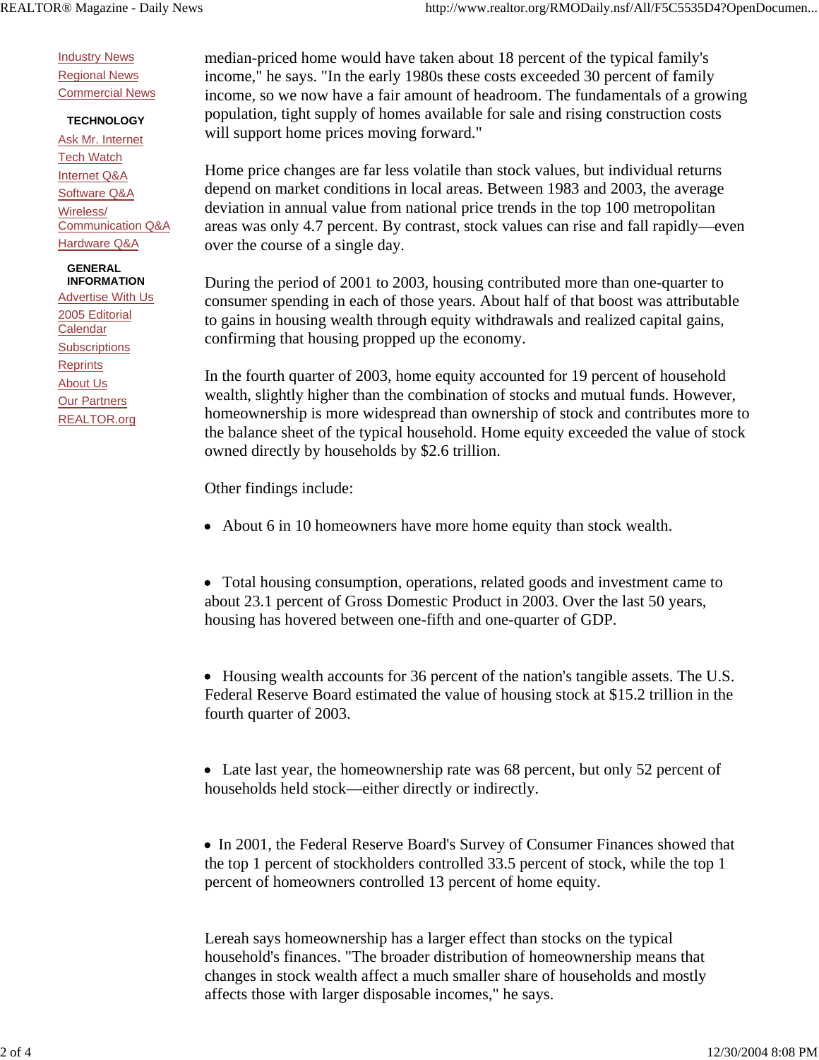median-priced home would have taken about 18 percent of the typical family's income," he says. "In the early 1980s these costs exceeded 30 percent of family income, so we now have a fair amount of headroom. The fundamentals of a growing population, tight supply of homes available for sale and rising construction costs will support home prices moving forward."

Home price changes are far less volatile than stock values, but individual returns depend on market conditions in local areas. Between 1983 and 2003, the average deviation in annual value from national price trends in the top 100 metropolitan areas was only 4.7 percent. By contrast, stock values can rise and fall rapidly—even over the course of a single day.

During the period of 2001 to 2003, housing contributed more than one-quarter to consumer spending in each of those years. About half of that boost was attributable to gains in housing wealth through equity withdrawals and realized capital gains, confirming that housing propped up the economy.

In the fourth quarter of 2003, home equity accounted for 19 percent of household wealth, slightly higher than the combination of stocks and mutual funds. However, homeownership is more widespread than ownership of stock and contributes more to the balance sheet of the typical household. Home equity exceeded the value of stock owned directly by households by $2.6 trillion.

Other findings include:

- About 6 in 10 homeowners have more home equity than stock wealth.

- Total housing consumption, operations, related goods and investment came to about 23.1 percent of Gross Domestic Product in 2003. Over the last 50 years, housing has hovered between one-fifth and one-quarter of GDP.

- Housing wealth accounts for 36 percent of the nation's tangible assets. The U.S. Federal Reserve Board estimated the value of housing stock at $15.2 trillion in the fourth quarter of 2003.

- Late last year, the homeownership rate was 68 percent, but only 52 percent of households held stock—either directly or indirectly.

- In 2001, the Federal Reserve Board's Survey of Consumer Finances showed that the top 1 percent of stockholders controlled 33.5 percent of stock, while the top 1 percent of homeowners controlled 13 percent of home equity.

Lereah says homeownership has a larger effect than stocks on the typical household's finances. "The broader distribution of homeownership means that changes in stock wealth affect a much smaller share of households and mostly affects those with larger disposable incomes," he says.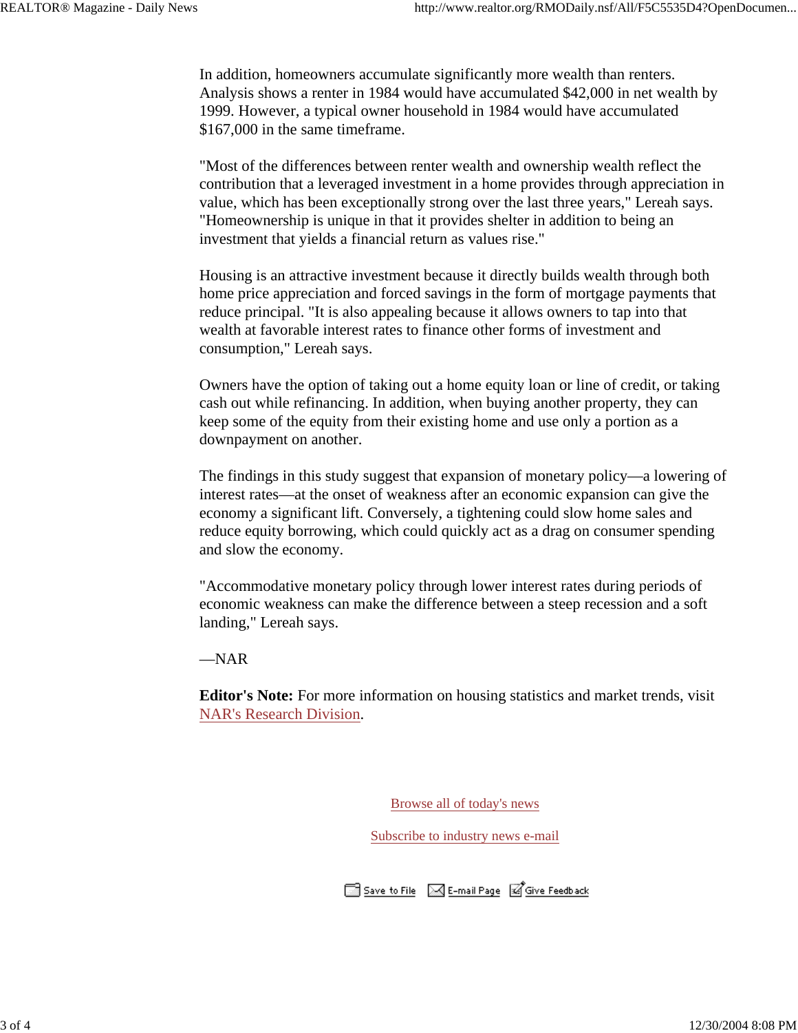In addition, homeowners accumulate significantly more wealth than renters. Analysis shows a renter in 1984 would have accumulated $42,000 in net wealth by 1999. However, a typical owner household in 1984 would have accumulated $167,000 in the same timeframe.

"Most of the differences between renter wealth and ownership wealth reflect the contribution that a leveraged investment in a home provides through appreciation in value, which has been exceptionally strong over the last three years," Lereah says. "Homeownership is unique in that it provides shelter in addition to being an investment that yields a financial return as values rise."

Housing is an attractive investment because it directly builds wealth through both home price appreciation and forced savings in the form of mortgage payments that reduce principal. "It is also appealing because it allows owners to tap into that wealth at favorable interest rates to finance other forms of investment and consumption," Lereah says.

Owners have the option of taking out a home equity loan or line of credit, or taking cash out while refinancing. In addition, when buying another property, they can keep some of the equity from their existing home and use only a portion as a downpayment on another.

The findings in this study suggest that expansion of monetary policy—a lowering of interest rates—at the onset of weakness after an economic expansion can give the economy a significant lift. Conversely, a tightening could slow home sales and reduce equity borrowing, which could quickly act as a drag on consumer spending and slow the economy.

"Accommodative monetary policy through lower interest rates during periods of economic weakness can make the difference between a steep recession and a soft landing," Lereah says.

—NAR

**Editor's Note:** For more information on housing statistics and market trends, visit NAR's Research Division.

Browse all of today's news

Subscribe to industry news e-mail

Save to File E-mail Page Give Feedback